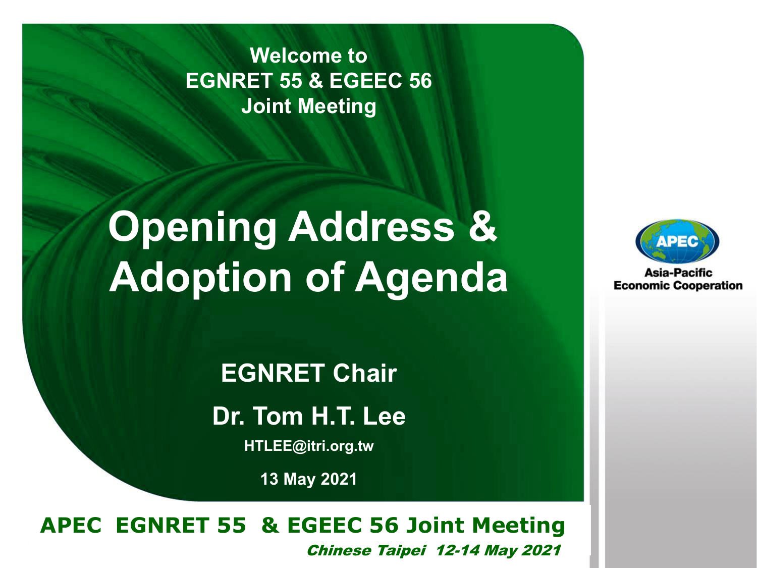Welcome to
EGNRET 55 & EGEEC 56
Joint Meeting

# Opening Address & Adoption of Agenda

**EGNRET Chair**

**Dr. Tom H.T. Lee**

HTLEE@itri.org.tw

13 May 2021

Asia-Pacific Economic Cooperation

**APEC EGNRET 55 & EGEEC 56 Joint Meeting**

***Chinese Taipei 12-14 May 2021***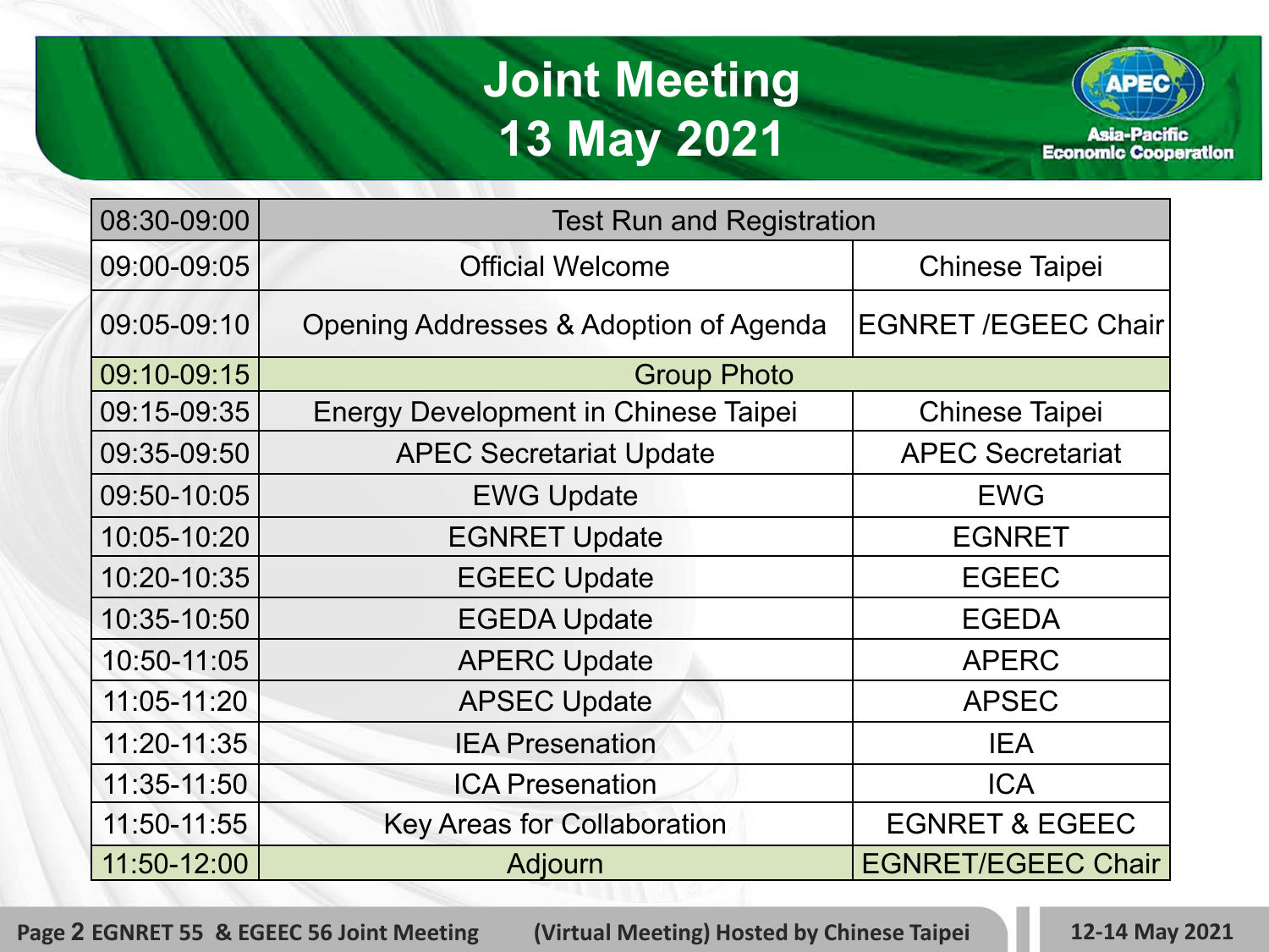# Joint Meeting
# 13 May 2021

| | | |
|---|---|---|
| 08:30-09:00 | Test Run and Registration | |
| 09:00-09:05 | Official Welcome | Chinese Taipei |
| 09:05-09:10 | Opening Addresses & Adoption of Agenda | EGNRET /EGEEC Chair |
| 09:10-09:15 | Group Photo | |
| 09:15-09:35 | Energy Development in Chinese Taipei | Chinese Taipei |
| 09:35-09:50 | APEC Secretariat Update | APEC Secretariat |
| 09:50-10:05 | EWG Update | EWG |
| 10:05-10:20 | EGNRET Update | EGNRET |
| 10:20-10:35 | EGEEC Update | EGEEC |
| 10:35-10:50 | EGEDA Update | EGEDA |
| 10:50-11:05 | APERC Update | APERC |
| 11:05-11:20 | APSEC Update | APSEC |
| 11:20-11:35 | IEA Presenation | IEA |
| 11:35-11:50 | ICA Presenation | ICA |
| 11:50-11:55 | Key Areas for Collaboration | EGNRET & EGEEC |
| 11:50-12:00 | Adjourn | EGNRET/EGEEC Chair |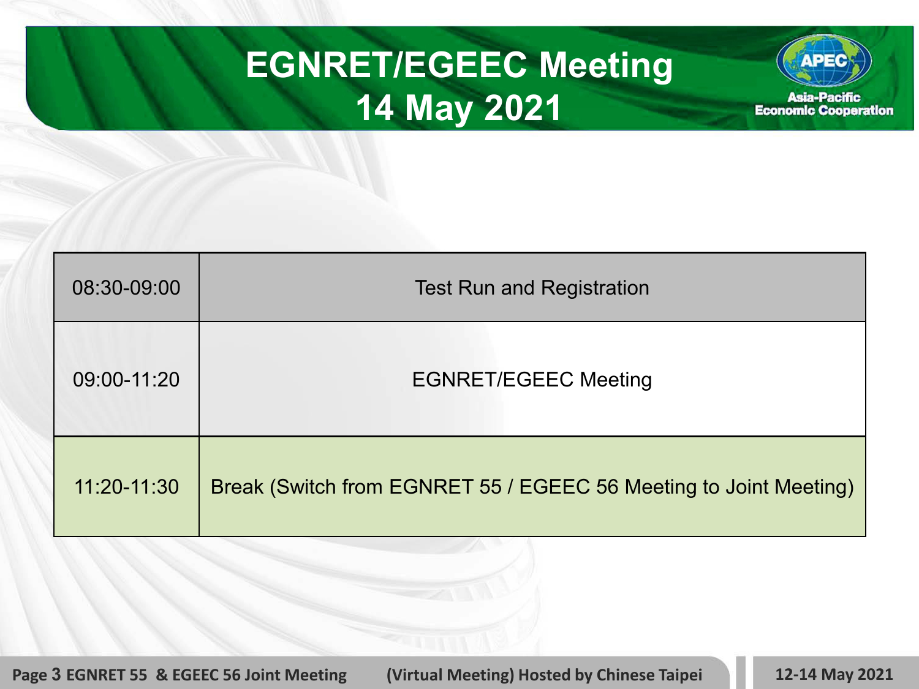# EGNRET/EGEEC Meeting
# 14 May 2021

| 08:30-09:00 | Test Run and Registration |
|---|---|
| 09:00-11:20 | EGNRET/EGEEC Meeting |
| 11:20-11:30 | Break (Switch from EGNRET 55 / EGEEC 56 Meeting to Joint Meeting) |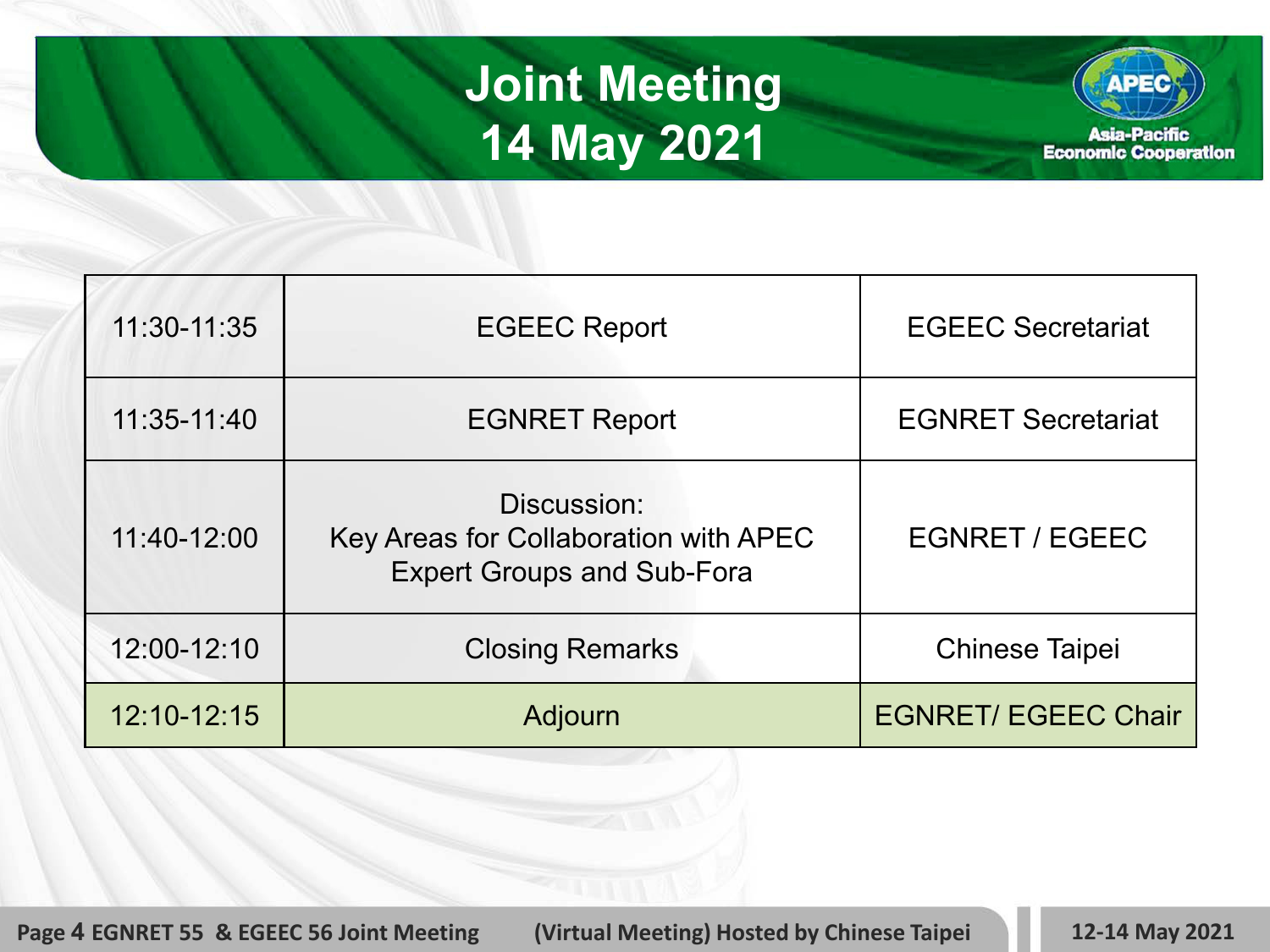# Joint Meeting
# 14 May 2021

| Time | Agenda | Responsible |
|---|---|---|
| 11:30-11:35 | EGEEC Report | EGEEC Secretariat |
| 11:35-11:40 | EGNRET Report | EGNRET Secretariat |
| 11:40-12:00 | Discussion: Key Areas for Collaboration with APEC Expert Groups and Sub-Fora | EGNRET / EGEEC |
| 12:00-12:10 | Closing Remarks | Chinese Taipei |
| 12:10-12:15 | Adjourn | EGNRET/ EGEEC Chair |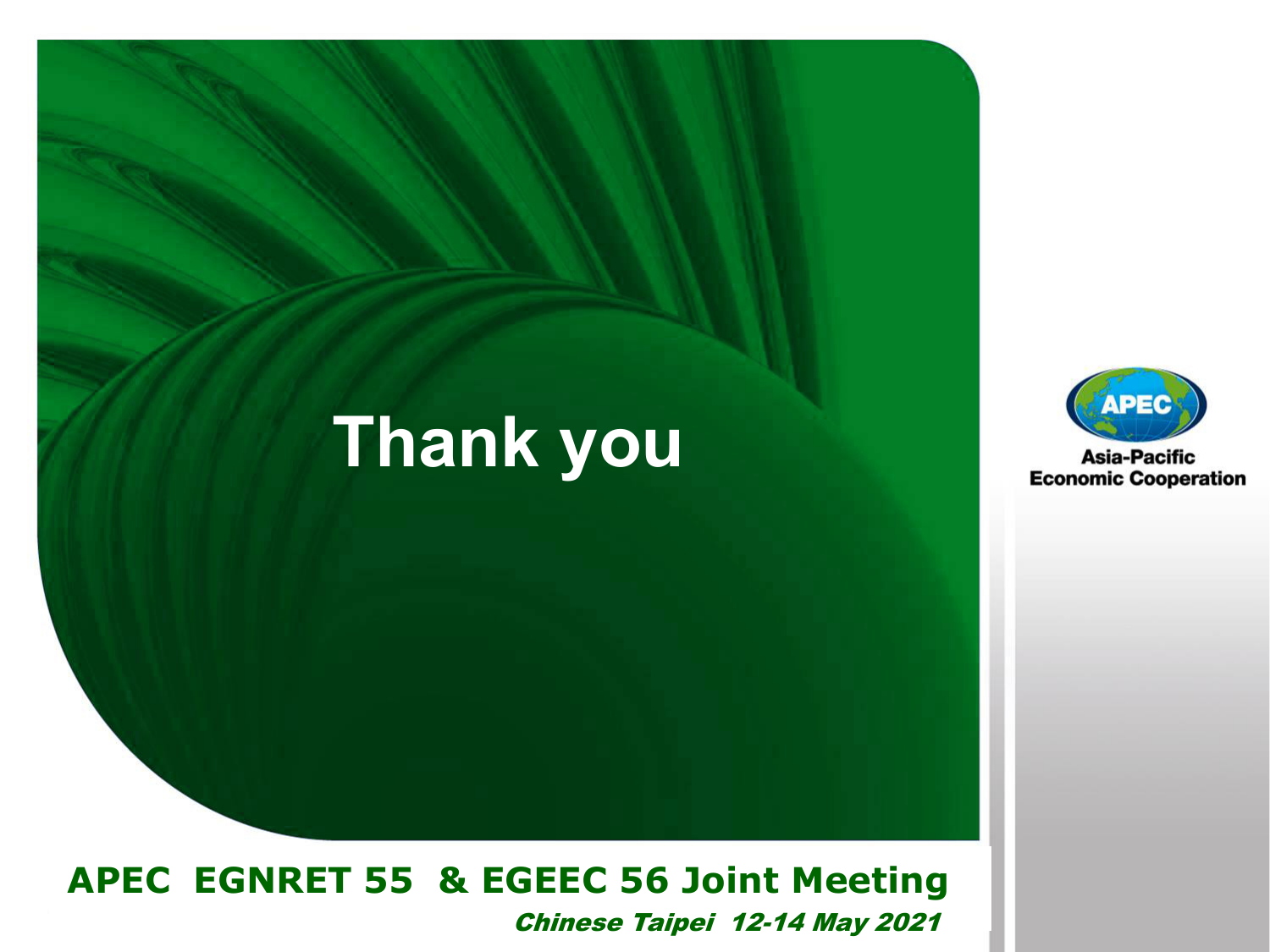# Thank you

Asia-Pacific Economic Cooperation

**APEC EGNRET 55 & EGEEC 56 Joint Meeting**

***Chinese Taipei 12-14 May 2021***